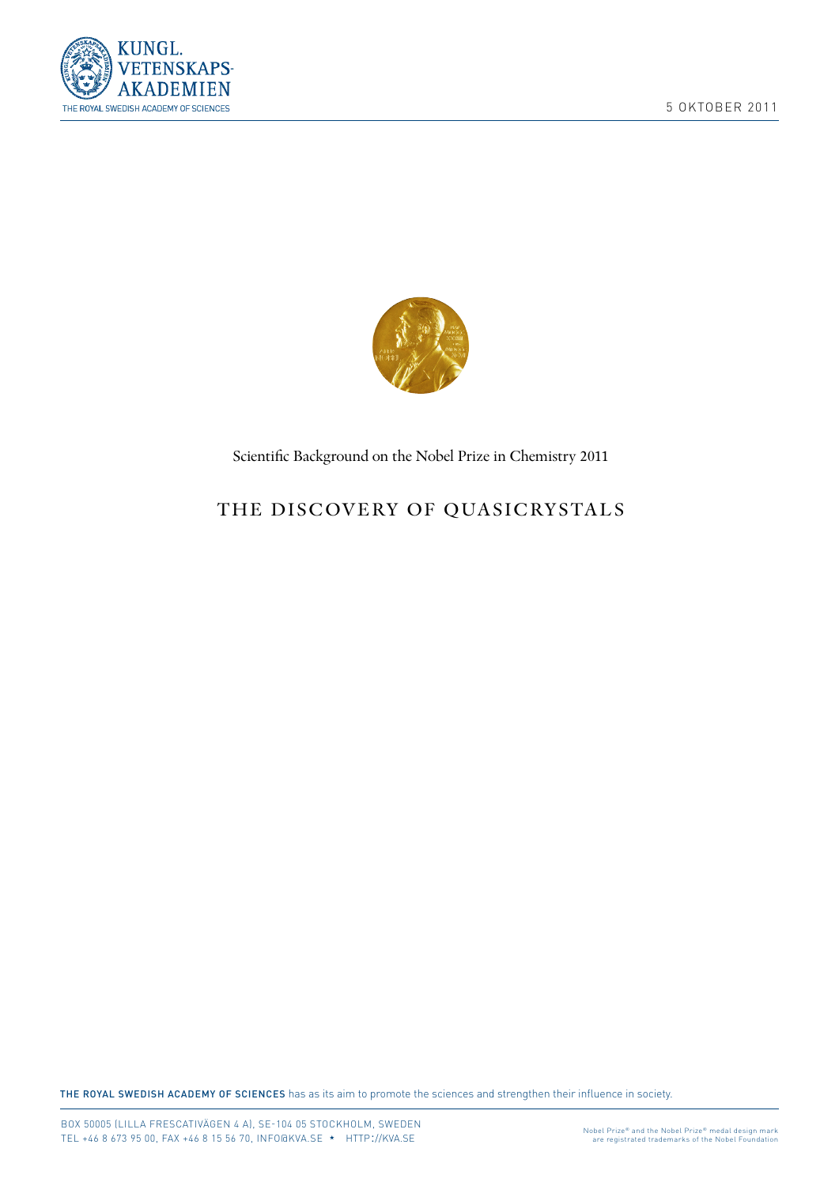KUNGL. VETENSKAPS-AKADEMIEN

THE ROYAL SWEDISH ACADEMY OF SCIENCES

5 OKTOBER 2011

Scientific Background on the Nobel Prize in Chemistry 2011

# THE DISCOVERY OF QUASICRYSTALS

**THE ROYAL SWEDISH ACADEMY OF SCIENCES** has as its aim to promote the sciences and strengthen their influence in society.

BOX 50005 (LILLA FRESCATIVÄGEN 4 A), SE-104 05 STOCKHOLM, SWEDEN
TEL +46 8 673 95 00, FAX +46 8 15 56 70, INFO@KVA.SE * HTTP://KVA.SE

Nobel Prize® and the Nobel Prize® medal design mark are registrated trademarks of the Nobel Foundation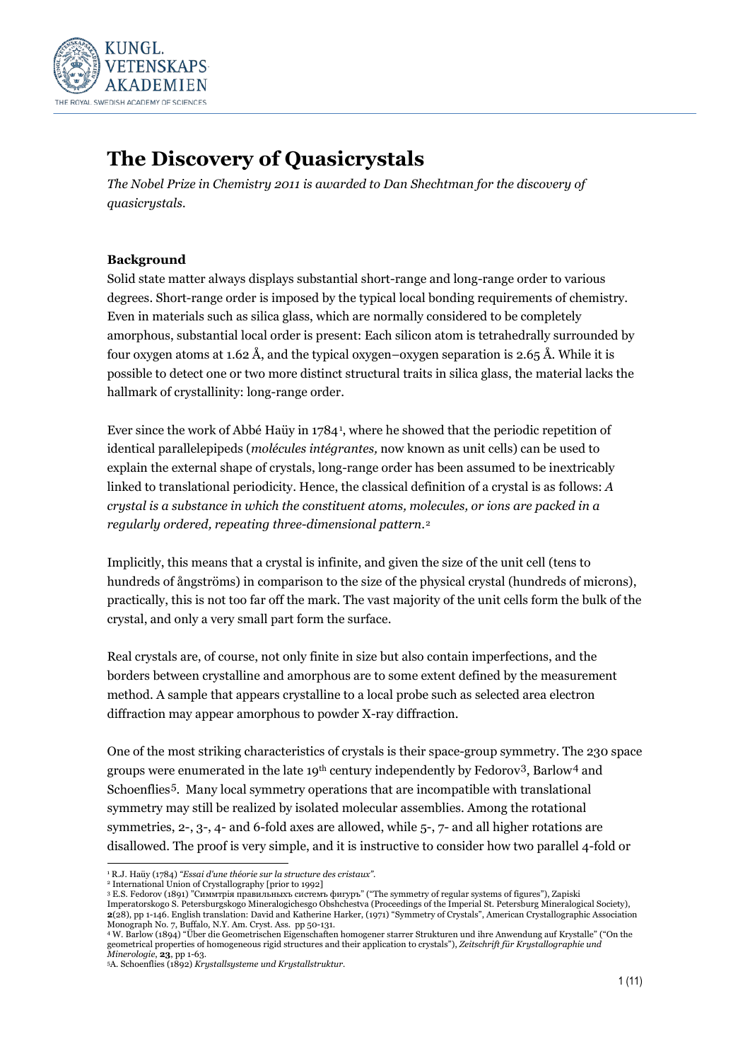# The Discovery of Quasicrystals

*The Nobel Prize in Chemistry 2011 is awarded to Dan Shechtman for the discovery of quasicrystals.*

### Background

Solid state matter always displays substantial short-range and long-range order to various degrees. Short-range order is imposed by the typical local bonding requirements of chemistry. Even in materials such as silica glass, which are normally considered to be completely amorphous, substantial local order is present: Each silicon atom is tetrahedrally surrounded by four oxygen atoms at 1.62 Å, and the typical oxygen–oxygen separation is 2.65 Å. While it is possible to detect one or two more distinct structural traits in silica glass, the material lacks the hallmark of crystallinity: long-range order.

Ever since the work of Abbé Haüy in 1784[1], where he showed that the periodic repetition of identical parallelepipeds (*molécules intégrantes,* now known as unit cells) can be used to explain the external shape of crystals, long-range order has been assumed to be inextricably linked to translational periodicity. Hence, the classical definition of a crystal is as follows: *A crystal is a substance in which the constituent atoms, molecules, or ions are packed in a regularly ordered, repeating three-dimensional pattern.*[2]

Implicitly, this means that a crystal is infinite, and given the size of the unit cell (tens to hundreds of ångströms) in comparison to the size of the physical crystal (hundreds of microns), practically, this is not too far off the mark. The vast majority of the unit cells form the bulk of the crystal, and only a very small part form the surface.

Real crystals are, of course, not only finite in size but also contain imperfections, and the borders between crystalline and amorphous are to some extent defined by the measurement method. A sample that appears crystalline to a local probe such as selected area electron diffraction may appear amorphous to powder X-ray diffraction.

One of the most striking characteristics of crystals is their space-group symmetry. The 230 space groups were enumerated in the late 19th century independently by Fedorov[3], Barlow[4] and Schoenflies[5]. Many local symmetry operations that are incompatible with translational symmetry may still be realized by isolated molecular assemblies. Among the rotational symmetries, 2-, 3-, 4- and 6-fold axes are allowed, while 5-, 7- and all higher rotations are disallowed. The proof is very simple, and it is instructive to consider how two parallel 4-fold or

---

[1] R.J. Haüy (1784) *"Essai d'une théorie sur la structure des cristaux".*

[2] International Union of Crystallography [prior to 1992]

[3] E.S. Fedorov (1891) "Симмтрія правильныхъ системъ фигуръ" ("The symmetry of regular systems of figures"), Zapiski Imperatorskogo S. Petersburgskogo Mineralogichesgo Obshchestva (Proceedings of the Imperial St. Petersburg Mineralogical Society), **2**(28), pp 1-146. English translation: David and Katherine Harker, (1971) "Symmetry of Crystals", American Crystallographic Association Monograph No. 7, Buffalo, N.Y. Am. Cryst. Ass. pp 50-131.

[4] W. Barlow (1894) "Über die Geometrischen Eigenschaften homogener starrer Strukturen und ihre Anwendung auf Krystalle" ("On the geometrical properties of homogeneous rigid structures and their application to crystals"), *Zeitschrift für Krystallographie und Minerologie*, **23**, pp 1-63.

[5] A. Schoenflies (1892) *Krystallsysteme und Krystallstruktur.*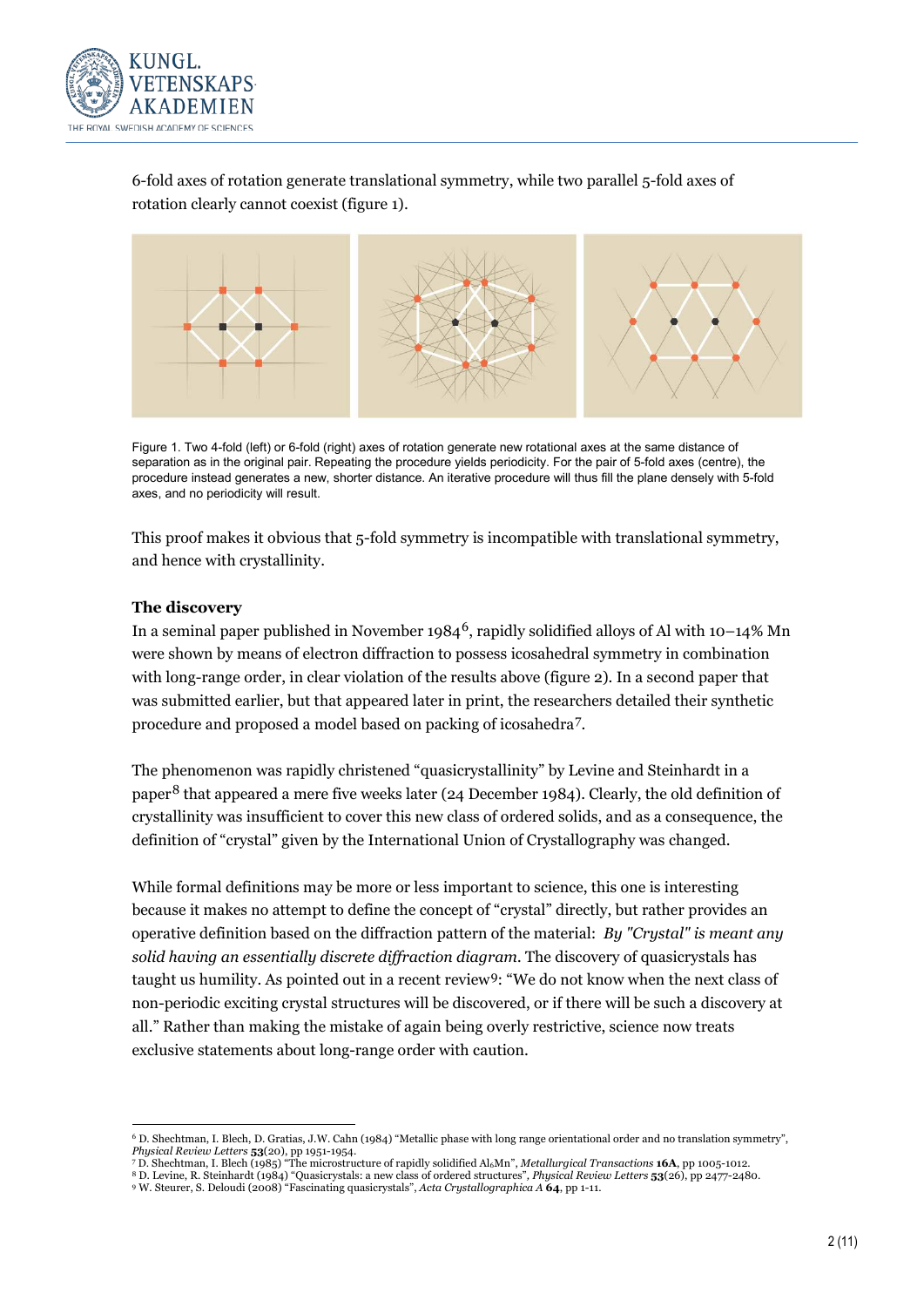6-fold axes of rotation generate translational symmetry, while two parallel 5-fold axes of rotation clearly cannot coexist (figure 1).

Figure 1. Two 4-fold (left) or 6-fold (right) axes of rotation generate new rotational axes at the same distance of separation as in the original pair. Repeating the procedure yields periodicity. For the pair of 5-fold axes (centre), the procedure instead generates a new, shorter distance. An iterative procedure will thus fill the plane densely with 5-fold axes, and no periodicity will result.

This proof makes it obvious that 5-fold symmetry is incompatible with translational symmetry, and hence with crystallinity.

### The discovery

In a seminal paper published in November 1984[6], rapidly solidified alloys of Al with 10–14% Mn were shown by means of electron diffraction to possess icosahedral symmetry in combination with long-range order, in clear violation of the results above (figure 2). In a second paper that was submitted earlier, but that appeared later in print, the researchers detailed their synthetic procedure and proposed a model based on packing of icosahedra[7].

The phenomenon was rapidly christened "quasicrystallinity" by Levine and Steinhardt in a paper[8] that appeared a mere five weeks later (24 December 1984). Clearly, the old definition of crystallinity was insufficient to cover this new class of ordered solids, and as a consequence, the definition of "crystal" given by the International Union of Crystallography was changed.

While formal definitions may be more or less important to science, this one is interesting because it makes no attempt to define the concept of "crystal" directly, but rather provides an operative definition based on the diffraction pattern of the material: *By "Crystal" is meant any solid having an essentially discrete diffraction diagram*. The discovery of quasicrystals has taught us humility. As pointed out in a recent review[9]: "We do not know when the next class of non-periodic exciting crystal structures will be discovered, or if there will be such a discovery at all." Rather than making the mistake of again being overly restrictive, science now treats exclusive statements about long-range order with caution.

---

[6] D. Shechtman, I. Blech, D. Gratias, J.W. Cahn (1984) "Metallic phase with long range orientational order and no translation symmetry", *Physical Review Letters* **53**(20), pp 1951-1954.

[7] D. Shechtman, I. Blech (1985) "The microstructure of rapidly solidified $Al_6Mn$", *Metallurgical Transactions* **16A**, pp 1005-1012.

[8] D. Levine, R. Steinhardt (1984) "Quasicrystals: a new class of ordered structures", *Physical Review Letters* **53**(26), pp 2477-2480.

[9] W. Steurer, S. Deloudi (2008) "Fascinating quasicrystals", *Acta Crystallographica A* **64**, pp 1-11.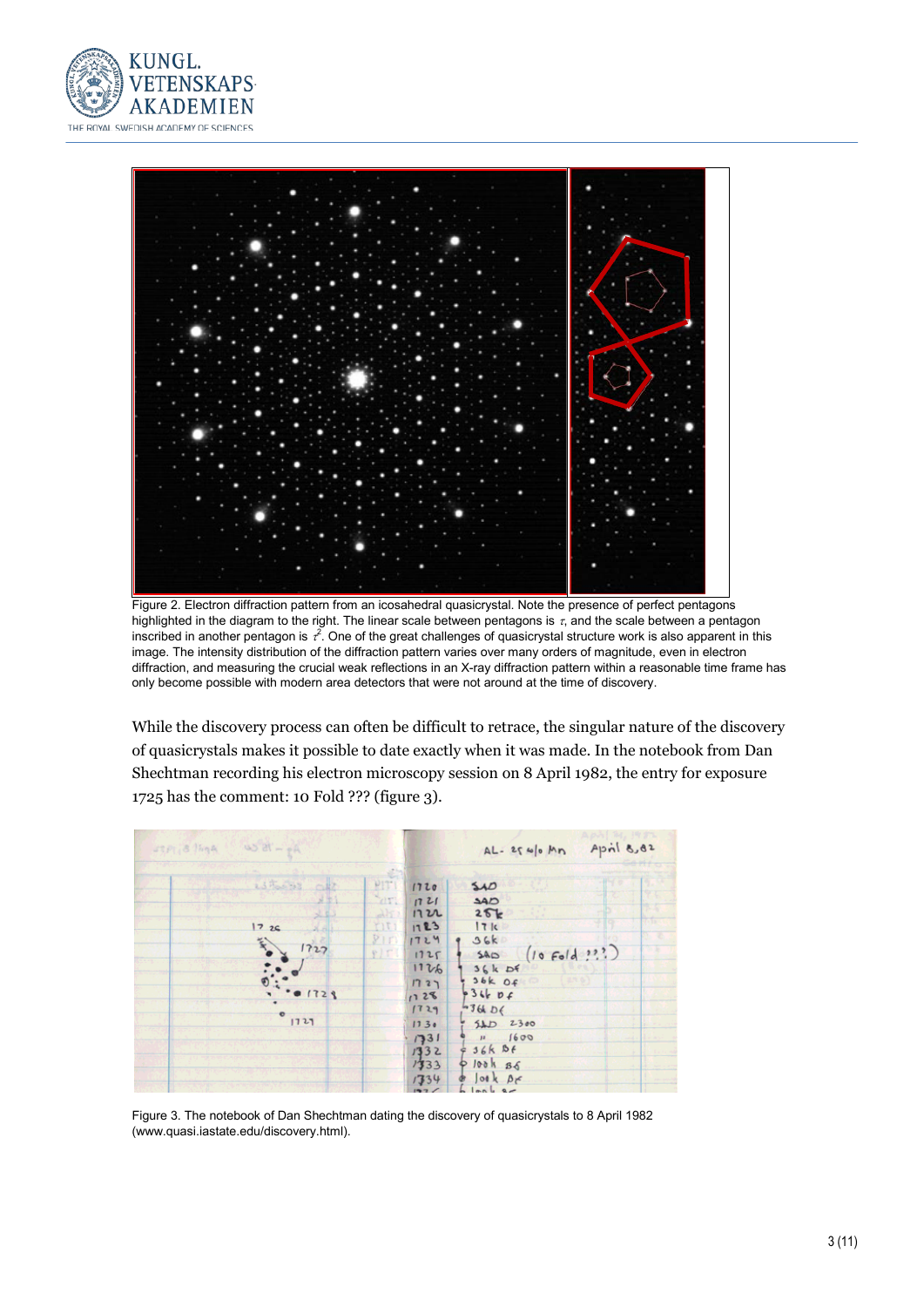Figure 2. Electron diffraction pattern from an icosahedral quasicrystal. Note the presence of perfect pentagons highlighted in the diagram to the right. The linear scale between pentagons is $\tau$, and the scale between a pentagon inscribed in another pentagon is $\tau^2$. One of the great challenges of quasicrystal structure work is also apparent in this image. The intensity distribution of the diffraction pattern varies over many orders of magnitude, even in electron diffraction, and measuring the crucial weak reflections in an X-ray diffraction pattern within a reasonable time frame has only become possible with modern area detectors that were not around at the time of discovery.

While the discovery process can often be difficult to retrace, the singular nature of the discovery of quasicrystals makes it possible to date exactly when it was made. In the notebook from Dan Shechtman recording his electron microscopy session on 8 April 1982, the entry for exposure 1725 has the comment: 10 Fold ??? (figure 3).

Figure 3. The notebook of Dan Shechtman dating the discovery of quasicrystals to 8 April 1982 (www.quasi.iastate.edu/discovery.html).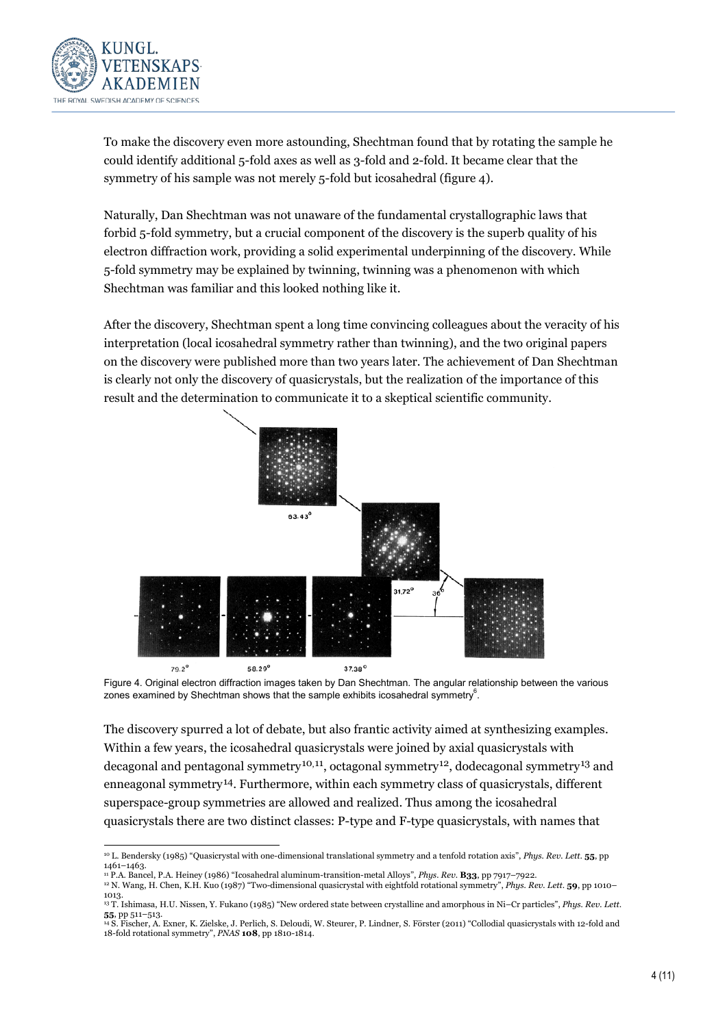To make the discovery even more astounding, Shechtman found that by rotating the sample he could identify additional 5-fold axes as well as 3-fold and 2-fold. It became clear that the symmetry of his sample was not merely 5-fold but icosahedral (figure 4).

Naturally, Dan Shechtman was not unaware of the fundamental crystallographic laws that forbid 5-fold symmetry, but a crucial component of the discovery is the superb quality of his electron diffraction work, providing a solid experimental underpinning of the discovery. While 5-fold symmetry may be explained by twinning, twinning was a phenomenon with which Shechtman was familiar and this looked nothing like it.

After the discovery, Shechtman spent a long time convincing colleagues about the veracity of his interpretation (local icosahedral symmetry rather than twinning), and the two original papers on the discovery were published more than two years later. The achievement of Dan Shechtman is clearly not only the discovery of quasicrystals, but the realization of the importance of this result and the determination to communicate it to a skeptical scientific community.

Figure 4. Original electron diffraction images taken by Dan Shechtman. The angular relationship between the various zones examined by Shechtman shows that the sample exhibits icosahedral symmetry[6].

The discovery spurred a lot of debate, but also frantic activity aimed at synthesizing examples. Within a few years, the icosahedral quasicrystals were joined by axial quasicrystals with decagonal and pentagonal symmetry[10,11], octagonal symmetry[12], dodecagonal symmetry[13] and enneagonal symmetry[14]. Furthermore, within each symmetry class of quasicrystals, different superspace-group symmetries are allowed and realized. Thus among the icosahedral quasicrystals there are two distinct classes: P-type and F-type quasicrystals, with names that

---

[10] L. Bendersky (1985) "Quasicrystal with one-dimensional translational symmetry and a tenfold rotation axis", *Phys. Rev. Lett.* **55**, pp 1461–1463.

[11] P.A. Bancel, P.A. Heiney (1986) "Icosahedral aluminum-transition-metal Alloys", *Phys. Rev.* **B33**, pp 7917–7922.

[12] N. Wang, H. Chen, K.H. Kuo (1987) "Two-dimensional quasicrystal with eightfold rotational symmetry", *Phys. Rev. Lett.* **59**, pp 1010–1013.

[13] T. Ishimasa, H.U. Nissen, Y. Fukano (1985) "New ordered state between crystalline and amorphous in Ni–Cr particles", *Phys. Rev. Lett.* **55**, pp 511–513.

[14] S. Fischer, A. Exner, K. Zielske, J. Perlich, S. Deloudi, W. Steurer, P. Lindner, S. Förster (2011) "Collodial quasicrystals with 12-fold and 18-fold rotational symmetry", *PNAS* **108**, pp 1810-1814.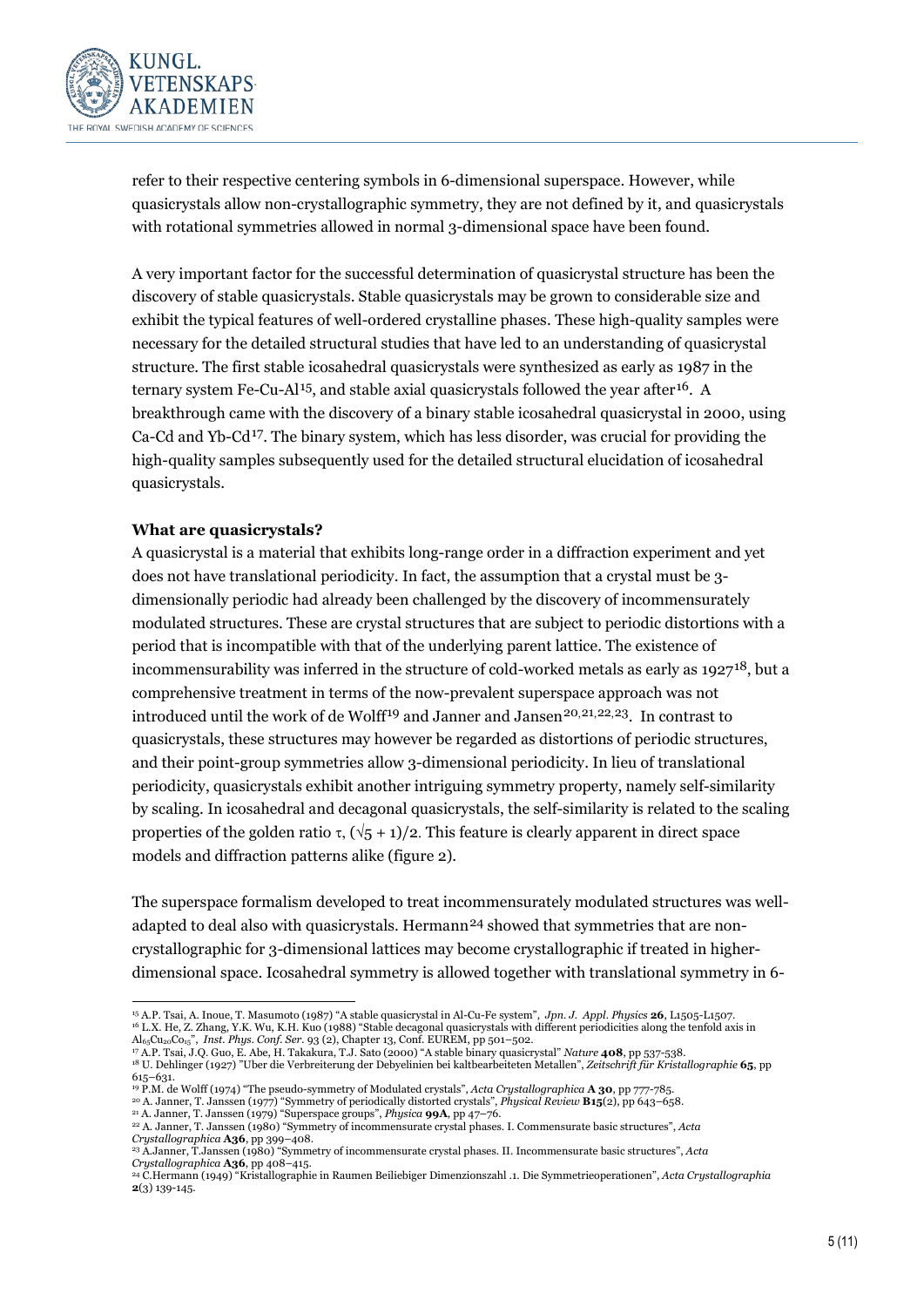refer to their respective centering symbols in 6-dimensional superspace. However, while quasicrystals allow non-crystallographic symmetry, they are not defined by it, and quasicrystals with rotational symmetries allowed in normal 3-dimensional space have been found.

A very important factor for the successful determination of quasicrystal structure has been the discovery of stable quasicrystals. Stable quasicrystals may be grown to considerable size and exhibit the typical features of well-ordered crystalline phases. These high-quality samples were necessary for the detailed structural studies that have led to an understanding of quasicrystal structure. The first stable icosahedral quasicrystals were synthesized as early as 1987 in the ternary system Fe-Cu-Al[15], and stable axial quasicrystals followed the year after[16]. A breakthrough came with the discovery of a binary stable icosahedral quasicrystal in 2000, using Ca-Cd and Yb-Cd[17]. The binary system, which has less disorder, was crucial for providing the high-quality samples subsequently used for the detailed structural elucidation of icosahedral quasicrystals.

**What are quasicrystals?**

A quasicrystal is a material that exhibits long-range order in a diffraction experiment and yet does not have translational periodicity. In fact, the assumption that a crystal must be 3-dimensionally periodic had already been challenged by the discovery of incommensurately modulated structures. These are crystal structures that are subject to periodic distortions with a period that is incompatible with that of the underlying parent lattice. The existence of incommensurability was inferred in the structure of cold-worked metals as early as 1927[18], but a comprehensive treatment in terms of the now-prevalent superspace approach was not introduced until the work of de Wolff[19] and Janner and Jansen[20,21,22,23]. In contrast to quasicrystals, these structures may however be regarded as distortions of periodic structures, and their point-group symmetries allow 3-dimensional periodicity. In lieu of translational periodicity, quasicrystals exhibit another intriguing symmetry property, namely self-similarity by scaling. In icosahedral and decagonal quasicrystals, the self-similarity is related to the scaling properties of the golden ratio $\tau$, $(\sqrt{5} + 1)/2$. This feature is clearly apparent in direct space models and diffraction patterns alike (figure 2).

The superspace formalism developed to treat incommensurately modulated structures was well-adapted to deal also with quasicrystals. Hermann[24] showed that symmetries that are non-crystallographic for 3-dimensional lattices may become crystallographic if treated in higher-dimensional space. Icosahedral symmetry is allowed together with translational symmetry in 6-

---

[15] A.P. Tsai, A. Inoue, T. Masumoto (1987) "A stable quasicrystal in Al-Cu-Fe system", *Jpn. J. Appl. Physics* **26**, L1505-L1507.
[16] L.X. He, Z. Zhang, Y.K. Wu, K.H. Kuo (1988) "Stable decagonal quasicrystals with different periodicities along the tenfold axis in $Al_{65}Cu_{20}Co_{15}$", *Inst. Phys. Conf. Ser.* 93 (2), Chapter 13, Conf. EUREM, pp 501–502.
[17] A.P. Tsai, J.Q. Guo, E. Abe, H. Takakura, T.J. Sato (2000) "A stable binary quasicrystal" *Nature* **408**, pp 537-538.
[18] U. Dehlinger (1927) "Uber die Verbreiterung der Debyelinien bei kaltbearbeiteten Metallen", *Zeitschrift für Kristallographie* **65**, pp 615–631.
[19] P.M. de Wolff (1974) "The pseudo-symmetry of Modulated crystals", *Acta Crystallographica* **A 30**, pp 777-785.
[20] A. Janner, T. Janssen (1977) "Symmetry of periodically distorted crystals", *Physical Review* **B15**(2), pp 643–658.
[21] A. Janner, T. Janssen (1979) "Superspace groups", *Physica* **99A**, pp 47–76.
[22] A. Janner, T. Janssen (1980) "Symmetry of incommensurate crystal phases. I. Commensurate basic structures", *Acta Crystallographica* **A36**, pp 399–408.
[23] A.Janner, T.Janssen (1980) "Symmetry of incommensurate crystal phases. II. Incommensurate basic structures", *Acta Crystallographica* **A36**, pp 408–415.
[24] C.Hermann (1949) "Kristallographie in Raumen Beiliebiger Dimenzionszahl .1. Die Symmetrieoperationen", *Acta Crystallographia* **2**(3) 139-145.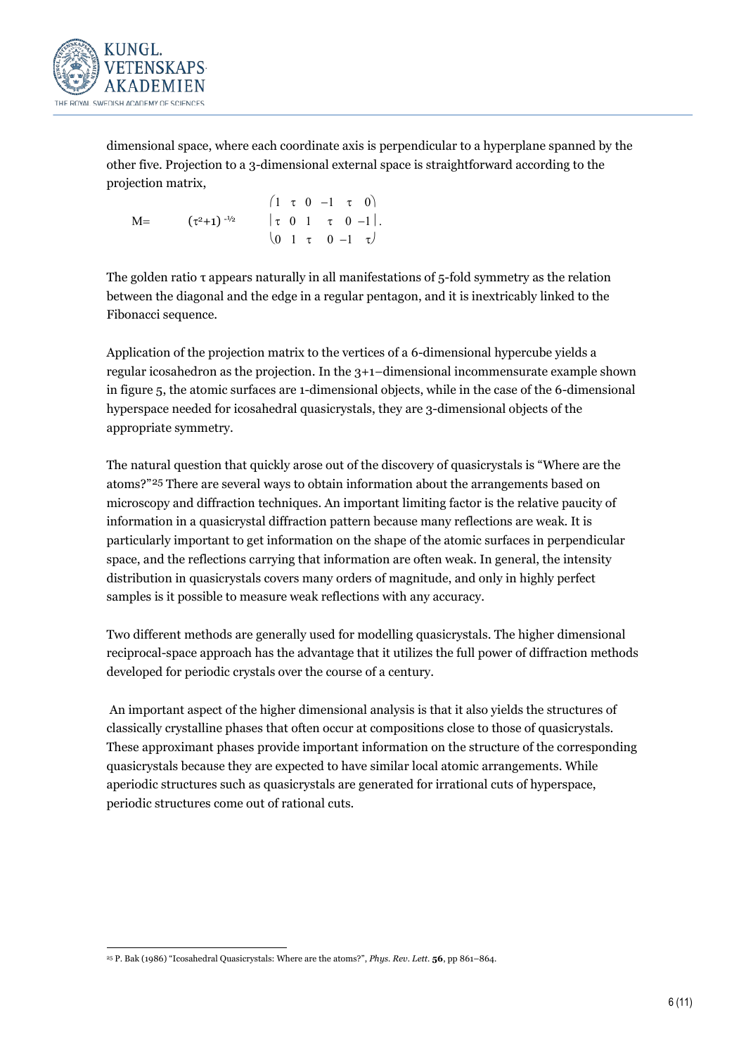dimensional space, where each coordinate axis is perpendicular to a hyperplane spanned by the other five. Projection to a 3-dimensional external space is straightforward according to the projection matrix,

$$M = (\tau^2+1)^{-1/2} \begin{pmatrix} 1 & \tau & 0 & -1 & \tau & 0 \\ \tau & 0 & 1 & \tau & 0 & -1 \\ 0 & 1 & \tau & 0 & -1 & \tau \end{pmatrix}.$$

The golden ratio $\tau$ appears naturally in all manifestations of 5-fold symmetry as the relation between the diagonal and the edge in a regular pentagon, and it is inextricably linked to the Fibonacci sequence.

Application of the projection matrix to the vertices of a 6-dimensional hypercube yields a regular icosahedron as the projection. In the 3+1–dimensional incommensurate example shown in figure 5, the atomic surfaces are 1-dimensional objects, while in the case of the 6-dimensional hyperspace needed for icosahedral quasicrystals, they are 3-dimensional objects of the appropriate symmetry.

The natural question that quickly arose out of the discovery of quasicrystals is "Where are the atoms?"[25] There are several ways to obtain information about the arrangements based on microscopy and diffraction techniques. An important limiting factor is the relative paucity of information in a quasicrystal diffraction pattern because many reflections are weak. It is particularly important to get information on the shape of the atomic surfaces in perpendicular space, and the reflections carrying that information are often weak. In general, the intensity distribution in quasicrystals covers many orders of magnitude, and only in highly perfect samples is it possible to measure weak reflections with any accuracy.

Two different methods are generally used for modelling quasicrystals. The higher dimensional reciprocal-space approach has the advantage that it utilizes the full power of diffraction methods developed for periodic crystals over the course of a century.

An important aspect of the higher dimensional analysis is that it also yields the structures of classically crystalline phases that often occur at compositions close to those of quasicrystals. These approximant phases provide important information on the structure of the corresponding quasicrystals because they are expected to have similar local atomic arrangements. While aperiodic structures such as quasicrystals are generated for irrational cuts of hyperspace, periodic structures come out of rational cuts.

[25] P. Bak (1986) "Icosahedral Quasicrystals: Where are the atoms?", *Phys. Rev. Lett.* **56**, pp 861–864.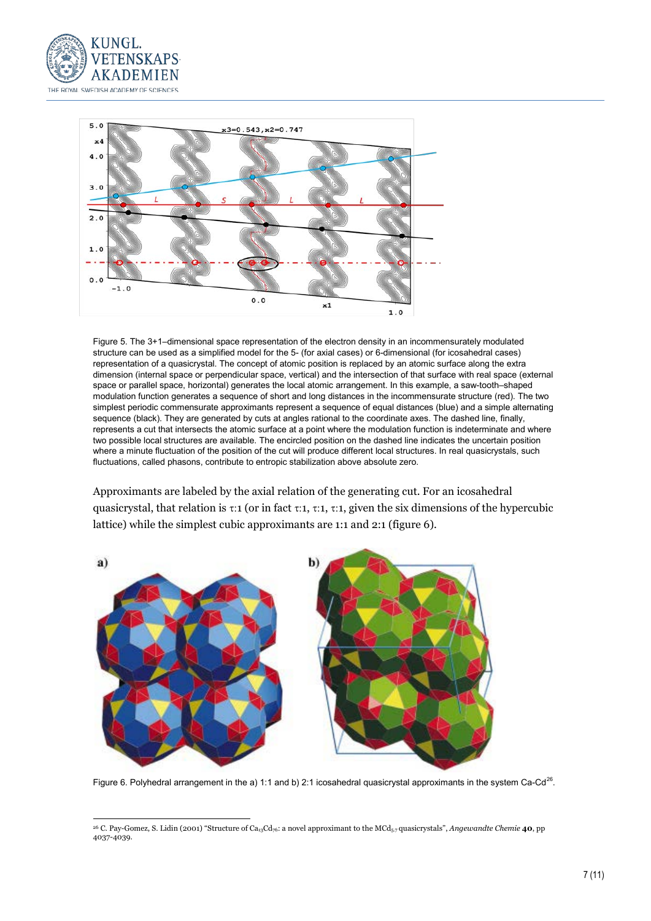Figure 5. The 3+1–dimensional space representation of the electron density in an incommensurately modulated structure can be used as a simplified model for the 5- (for axial cases) or 6-dimensional (for icosahedral cases) representation of a quasicrystal. The concept of atomic position is replaced by an atomic surface along the extra dimension (internal space or perpendicular space, vertical) and the intersection of that surface with real space (external space or parallel space, horizontal) generates the local atomic arrangement. In this example, a saw-tooth–shaped modulation function generates a sequence of short and long distances in the incommensurate structure (red). The two simplest periodic commensurate approximants represent a sequence of equal distances (blue) and a simple alternating sequence (black). They are generated by cuts at angles rational to the coordinate axes. The dashed line, finally, represents a cut that intersects the atomic surface at a point where the modulation function is indeterminate and where two possible local structures are available. The encircled position on the dashed line indicates the uncertain position where a minute fluctuation of the position of the cut will produce different local structures. In real quasicrystals, such fluctuations, called phasons, contribute to entropic stabilization above absolute zero.

Approximants are labeled by the axial relation of the generating cut. For an icosahedral quasicrystal, that relation is τ:1 (or in fact τ:1, τ:1, τ:1, given the six dimensions of the hypercubic lattice) while the simplest cubic approximants are 1:1 and 2:1 (figure 6).

Figure 6. Polyhedral arrangement in the a) 1:1 and b) 2:1 icosahedral quasicrystal approximants in the system Ca-Cd[26].

---

[26] C. Pay-Gomez, S. Lidin (2001) "Structure of $Ca_{13}Cd_{76}$: a novel approximant to the $MCd_{5.7}$ quasicrystals", *Angewandte Chemie* **40**, pp 4037-4039.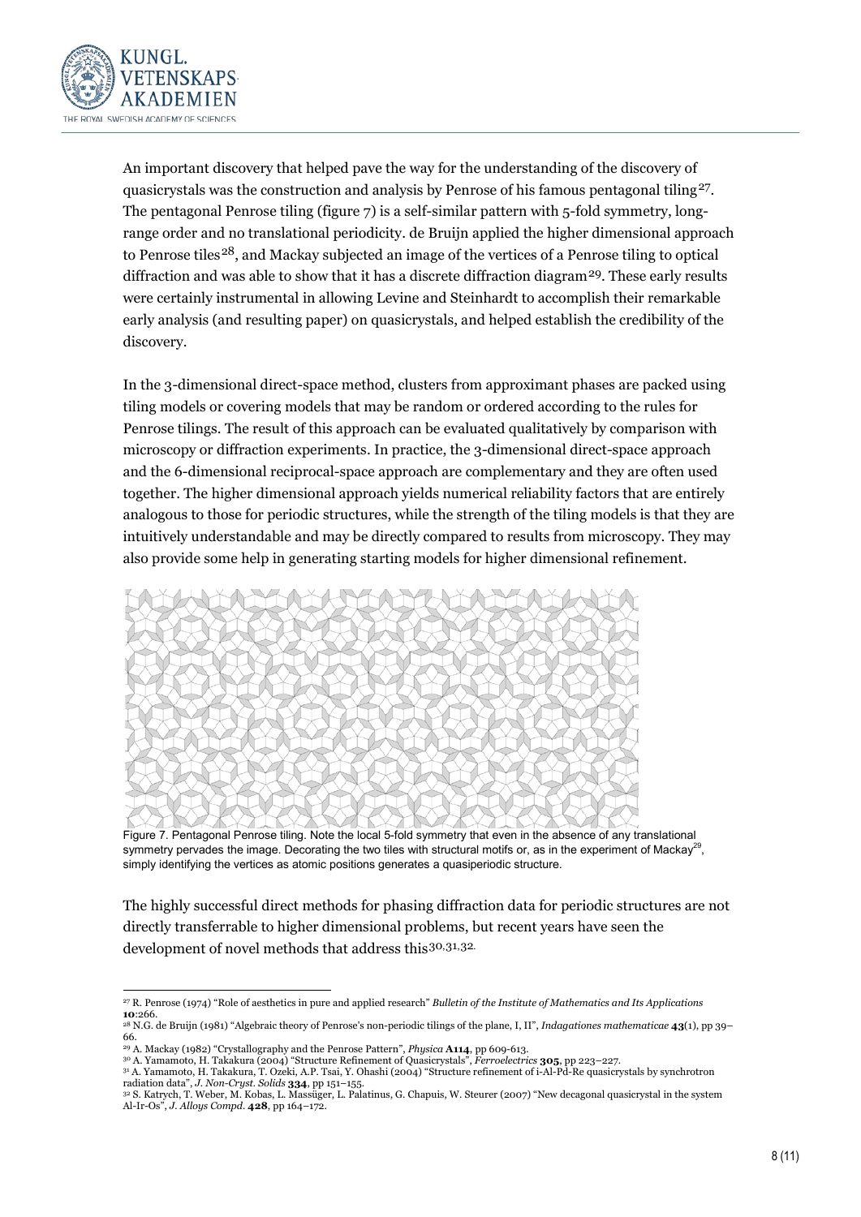An important discovery that helped pave the way for the understanding of the discovery of quasicrystals was the construction and analysis by Penrose of his famous pentagonal tiling[27]. The pentagonal Penrose tiling (figure 7) is a self-similar pattern with 5-fold symmetry, long-range order and no translational periodicity. de Bruijn applied the higher dimensional approach to Penrose tiles[28], and Mackay subjected an image of the vertices of a Penrose tiling to optical diffraction and was able to show that it has a discrete diffraction diagram[29]. These early results were certainly instrumental in allowing Levine and Steinhardt to accomplish their remarkable early analysis (and resulting paper) on quasicrystals, and helped establish the credibility of the discovery.

In the 3-dimensional direct-space method, clusters from approximant phases are packed using tiling models or covering models that may be random or ordered according to the rules for Penrose tilings. The result of this approach can be evaluated qualitatively by comparison with microscopy or diffraction experiments. In practice, the 3-dimensional direct-space approach and the 6-dimensional reciprocal-space approach are complementary and they are often used together. The higher dimensional approach yields numerical reliability factors that are entirely analogous to those for periodic structures, while the strength of the tiling models is that they are intuitively understandable and may be directly compared to results from microscopy. They may also provide some help in generating starting models for higher dimensional refinement.

Figure 7. Pentagonal Penrose tiling. Note the local 5-fold symmetry that even in the absence of any translational symmetry pervades the image. Decorating the two tiles with structural motifs or, as in the experiment of Mackay[29], simply identifying the vertices as atomic positions generates a quasiperiodic structure.

The highly successful direct methods for phasing diffraction data for periodic structures are not directly transferrable to higher dimensional problems, but recent years have seen the development of novel methods that address this[30,31,32].

---

[27] R. Penrose (1974) "Role of aesthetics in pure and applied research" *Bulletin of the Institute of Mathematics and Its Applications* **10**:266.

[28] N.G. de Bruijn (1981) "Algebraic theory of Penrose's non-periodic tilings of the plane, I, II", *Indagationes mathematicae* **43**(1), pp 39–66.

[29] A. Mackay (1982) "Crystallography and the Penrose Pattern", *Physica* **A114**, pp 609-613.

[30] A. Yamamoto, H. Takakura (2004) "Structure Refinement of Quasicrystals", *Ferroelectrics* **305**, pp 223–227.

[31] A. Yamamoto, H. Takakura, T. Ozeki, A.P. Tsai, Y. Ohashi (2004) "Structure refinement of i-Al-Pd-Re quasicrystals by synchrotron radiation data", *J. Non-Cryst. Solids* **334**, pp 151–155.

[32] S. Katrych, T. Weber, M. Kobas, L. Massüger, L. Palatinus, G. Chapuis, W. Steurer (2007) "New decagonal quasicrystal in the system Al-Ir-Os", *J. Alloys Compd.* **428**, pp 164–172.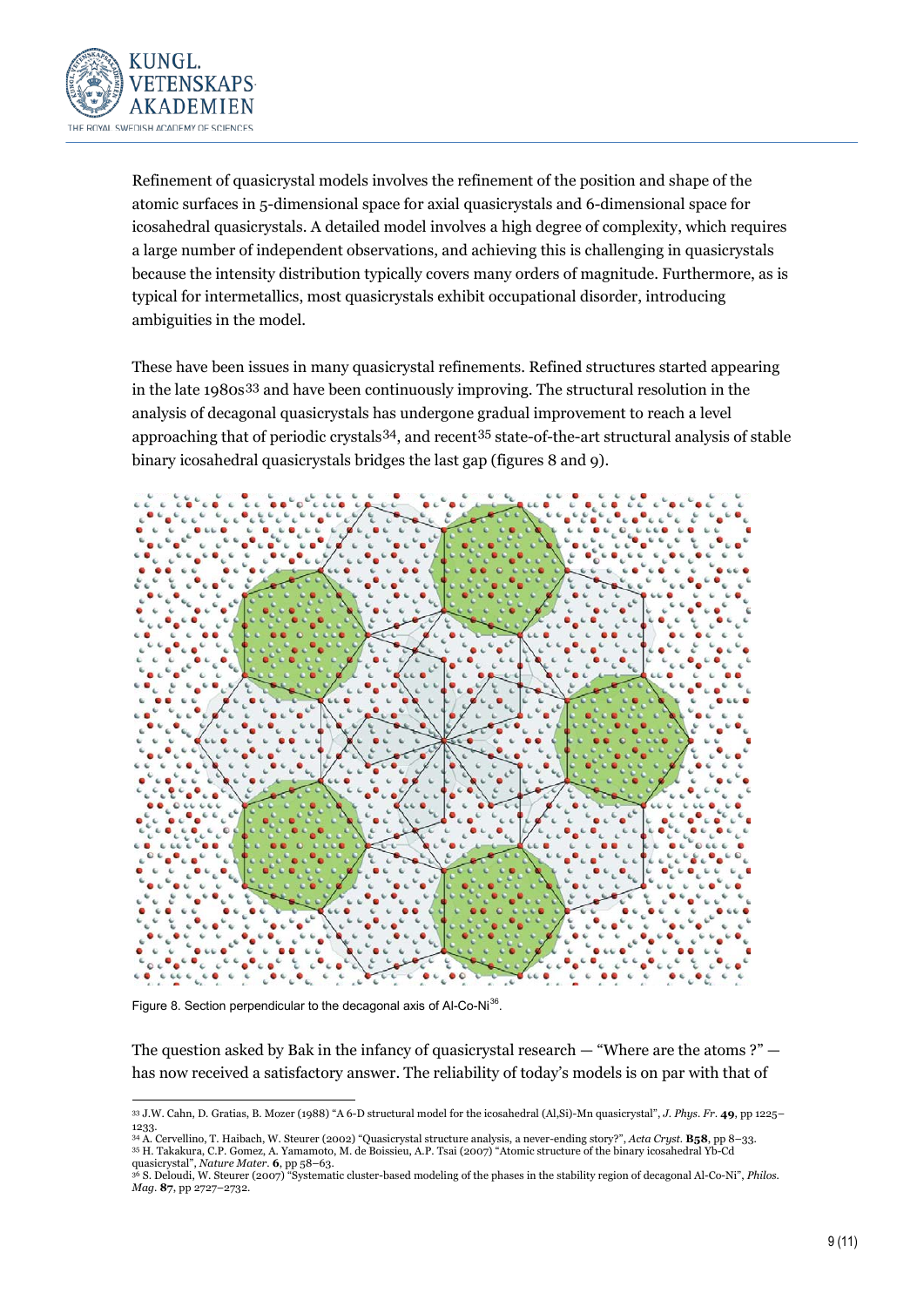Refinement of quasicrystal models involves the refinement of the position and shape of the atomic surfaces in 5-dimensional space for axial quasicrystals and 6-dimensional space for icosahedral quasicrystals. A detailed model involves a high degree of complexity, which requires a large number of independent observations, and achieving this is challenging in quasicrystals because the intensity distribution typically covers many orders of magnitude. Furthermore, as is typical for intermetallics, most quasicrystals exhibit occupational disorder, introducing ambiguities in the model.

These have been issues in many quasicrystal refinements. Refined structures started appearing in the late 1980s[33] and have been continuously improving. The structural resolution in the analysis of decagonal quasicrystals has undergone gradual improvement to reach a level approaching that of periodic crystals[34], and recent[35] state-of-the-art structural analysis of stable binary icosahedral quasicrystals bridges the last gap (figures 8 and 9).

Figure 8. Section perpendicular to the decagonal axis of Al-Co-Ni[36].

The question asked by Bak in the infancy of quasicrystal research — "Where are the atoms ?" — has now received a satisfactory answer. The reliability of today's models is on par with that of

---

[33] J.W. Cahn, D. Gratias, B. Mozer (1988) "A 6-D structural model for the icosahedral (Al,Si)-Mn quasicrystal", *J. Phys. Fr.* **49**, pp 1225–1233.

[34] A. Cervellino, T. Haibach, W. Steurer (2002) "Quasicrystal structure analysis, a never-ending story?", *Acta Cryst.* **B58**, pp 8–33.

[35] H. Takakura, C.P. Gomez, A. Yamamoto, M. de Boissieu, A.P. Tsai (2007) "Atomic structure of the binary icosahedral Yb-Cd quasicrystal", *Nature Mater.* **6**, pp 58–63.

[36] S. Deloudi, W. Steurer (2007) "Systematic cluster-based modeling of the phases in the stability region of decagonal Al-Co-Ni", *Philos. Mag.* **87**, pp 2727–2732.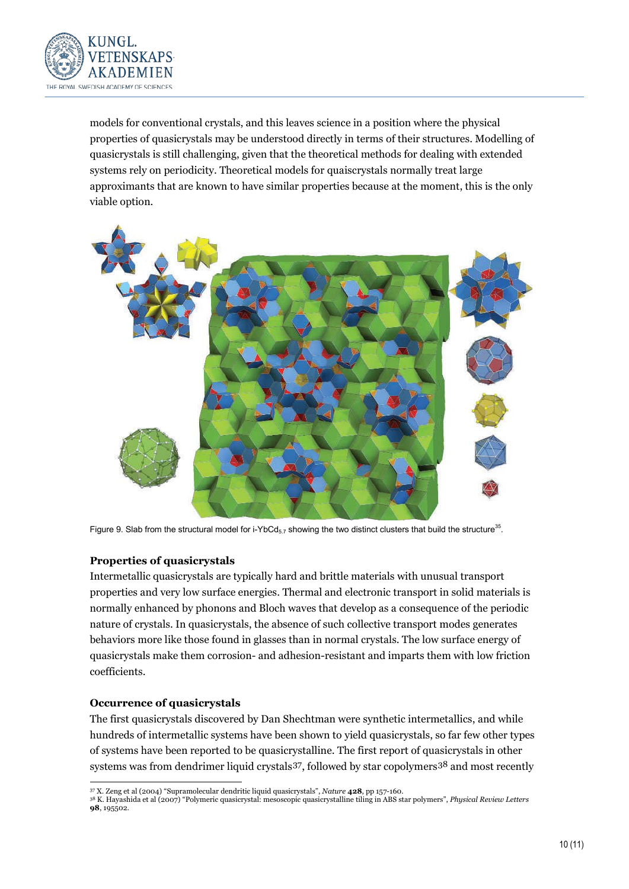models for conventional crystals, and this leaves science in a position where the physical properties of quasicrystals may be understood directly in terms of their structures. Modelling of quasicrystals is still challenging, given that the theoretical methods for dealing with extended systems rely on periodicity. Theoretical models for quaiscrystals normally treat large approximants that are known to have similar properties because at the moment, this is the only viable option.

Figure 9. Slab from the structural model for i-$YbCd_{5.7}$ showing the two distinct clusters that build the structure[35].

### Properties of quasicrystals

Intermetallic quasicrystals are typically hard and brittle materials with unusual transport properties and very low surface energies. Thermal and electronic transport in solid materials is normally enhanced by phonons and Bloch waves that develop as a consequence of the periodic nature of crystals. In quasicrystals, the absence of such collective transport modes generates behaviors more like those found in glasses than in normal crystals. The low surface energy of quasicrystals make them corrosion- and adhesion-resistant and imparts them with low friction coefficients.

### Occurrence of quasicrystals

The first quasicrystals discovered by Dan Shechtman were synthetic intermetallics, and while hundreds of intermetallic systems have been shown to yield quasicrystals, so far few other types of systems have been reported to be quasicrystalline. The first report of quasicrystals in other systems was from dendrimer liquid crystals[37], followed by star copolymers[38] and most recently

[37] X. Zeng et al (2004) "Supramolecular dendritic liquid quasicrystals", *Nature* **428**, pp 157-160.

[38] K. Hayashida et al (2007) "Polymeric quasicrystal: mesoscopic quasicrystalline tiling in ABS star polymers", *Physical Review Letters* **98**, 195502.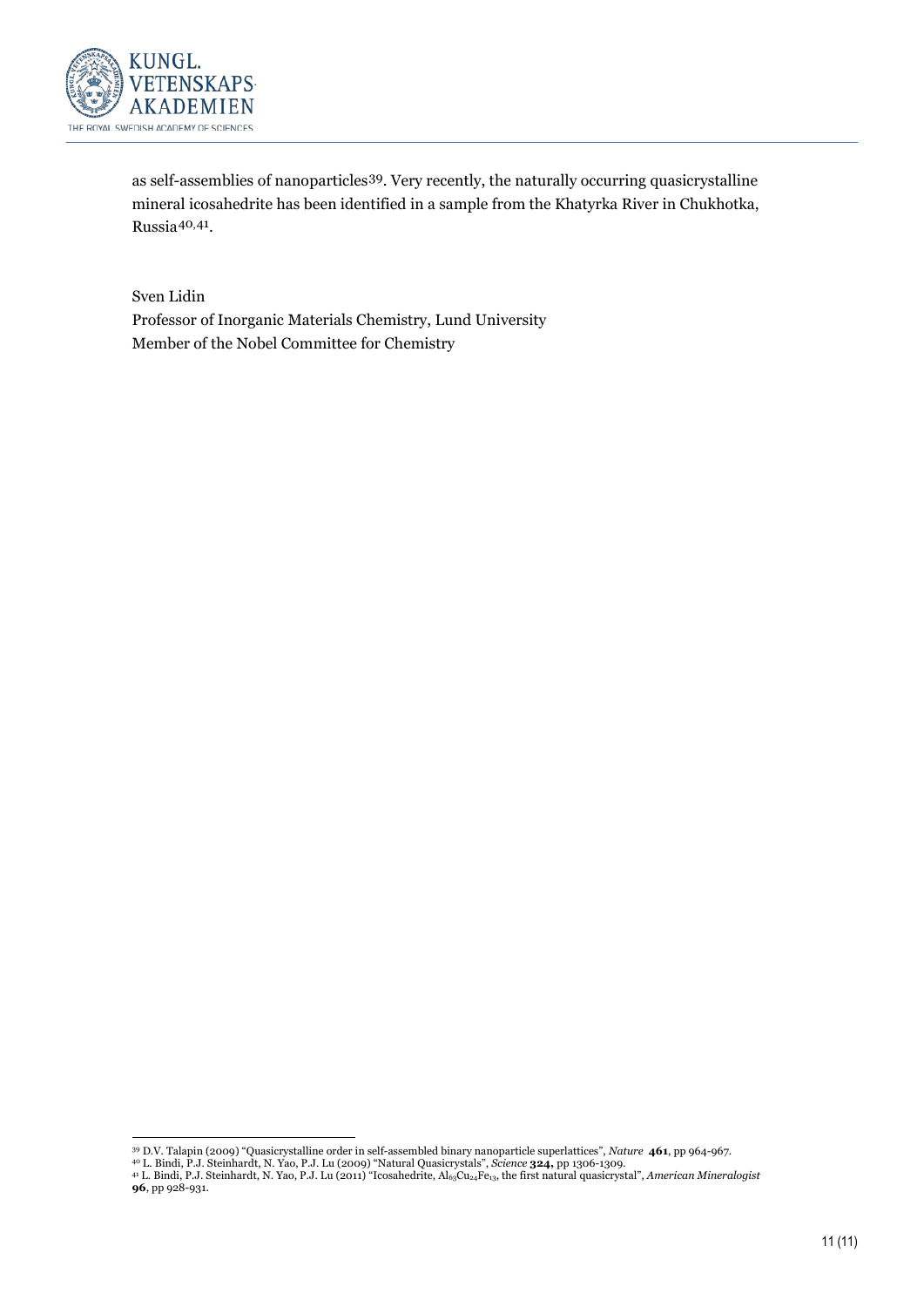as self-assemblies of nanoparticles[39]. Very recently, the naturally occurring quasicrystalline mineral icosahedrite has been identified in a sample from the Khatyrka River in Chukhotka, Russia[40,41].

Sven Lidin
Professor of Inorganic Materials Chemistry, Lund University
Member of the Nobel Committee for Chemistry

---

[39] D.V. Talapin (2009) "Quasicrystalline order in self-assembled binary nanoparticle superlattices", *Nature* **461**, pp 964-967.

[40] L. Bindi, P.J. Steinhardt, N. Yao, P.J. Lu (2009) "Natural Quasicrystals", *Science* **324,** pp 1306-1309.

[41] L. Bindi, P.J. Steinhardt, N. Yao, P.J. Lu (2011) "Icosahedrite, $Al_{63}Cu_{24}Fe_{13}$, the first natural quasicrystal", *American Mineralogist* **96**, pp 928-931.